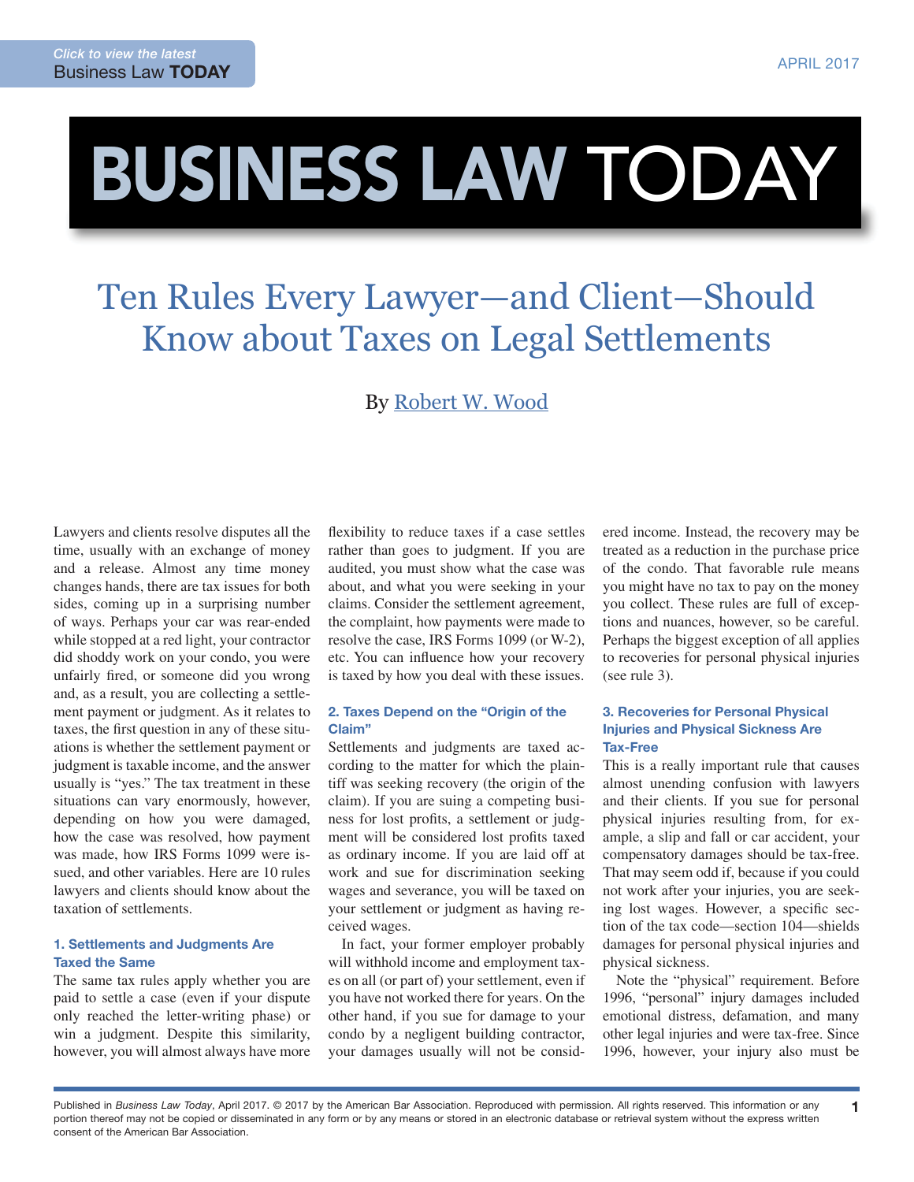# Ten Rules Every Lawyer—and Client—Should Know about Taxes on Legal Settlements

By Robert W. Wood

Lawyers and clients resolve disputes all the time, usually with an exchange of money and a release. Almost any time money changes hands, there are tax issues for both sides, coming up in a surprising number of ways. Perhaps your car was rear-ended while stopped at a red light, your contractor did shoddy work on your condo, you were unfairly fired, or someone did you wrong and, as a result, you are collecting a settlement payment or judgment. As it relates to taxes, the first question in any of these situations is whether the settlement payment or judgment is taxable income, and the answer usually is "yes." The tax treatment in these situations can vary enormously, however, depending on how you were damaged, how the case was resolved, how payment was made, how IRS Forms 1099 were issued, and other variables. Here are 10 rules lawyers and clients should know about the taxation of settlements.

### 1. Settlements and Judgments Are Taxed the Same

The same tax rules apply whether you are paid to settle a case (even if your dispute only reached the letter-writing phase) or win a judgment. Despite this similarity, however, you will almost always have more flexibility to reduce taxes if a case settles rather than goes to judgment. If you are audited, you must show what the case was about, and what you were seeking in your claims. Consider the settlement agreement, the complaint, how payments were made to resolve the case, IRS Forms 1099 (or W-2), etc. You can influence how your recovery is taxed by how you deal with these issues.

### 2. Taxes Depend on the "Origin of the Claim"

Settlements and judgments are taxed according to the matter for which the plaintiff was seeking recovery (the origin of the claim). If you are suing a competing business for lost profits, a settlement or judgment will be considered lost profits taxed as ordinary income. If you are laid off at work and sue for discrimination seeking wages and severance, you will be taxed on your settlement or judgment as having received wages.

In fact, your former employer probably will withhold income and employment taxes on all (or part of) your settlement, even if you have not worked there for years. On the other hand, if you sue for damage to your condo by a negligent building contractor, your damages usually will not be considered income. Instead, the recovery may be treated as a reduction in the purchase price of the condo. That favorable rule means you might have no tax to pay on the money you collect. These rules are full of exceptions and nuances, however, so be careful. Perhaps the biggest exception of all applies to recoveries for personal physical injuries (see rule 3).

### 3. Recoveries for Personal Physical Injuries and Physical Sickness Are Tax-Free

This is a really important rule that causes almost unending confusion with lawyers and their clients. If you sue for personal physical injuries resulting from, for example, a slip and fall or car accident, your compensatory damages should be tax-free. That may seem odd if, because if you could not work after your injuries, you are seeking lost wages. However, a specific section of the tax code—section 104—shields damages for personal physical injuries and physical sickness.

Note the "physical" requirement. Before 1996, "personal" injury damages included emotional distress, defamation, and many other legal injuries and were tax-free. Since 1996, however, your injury also must be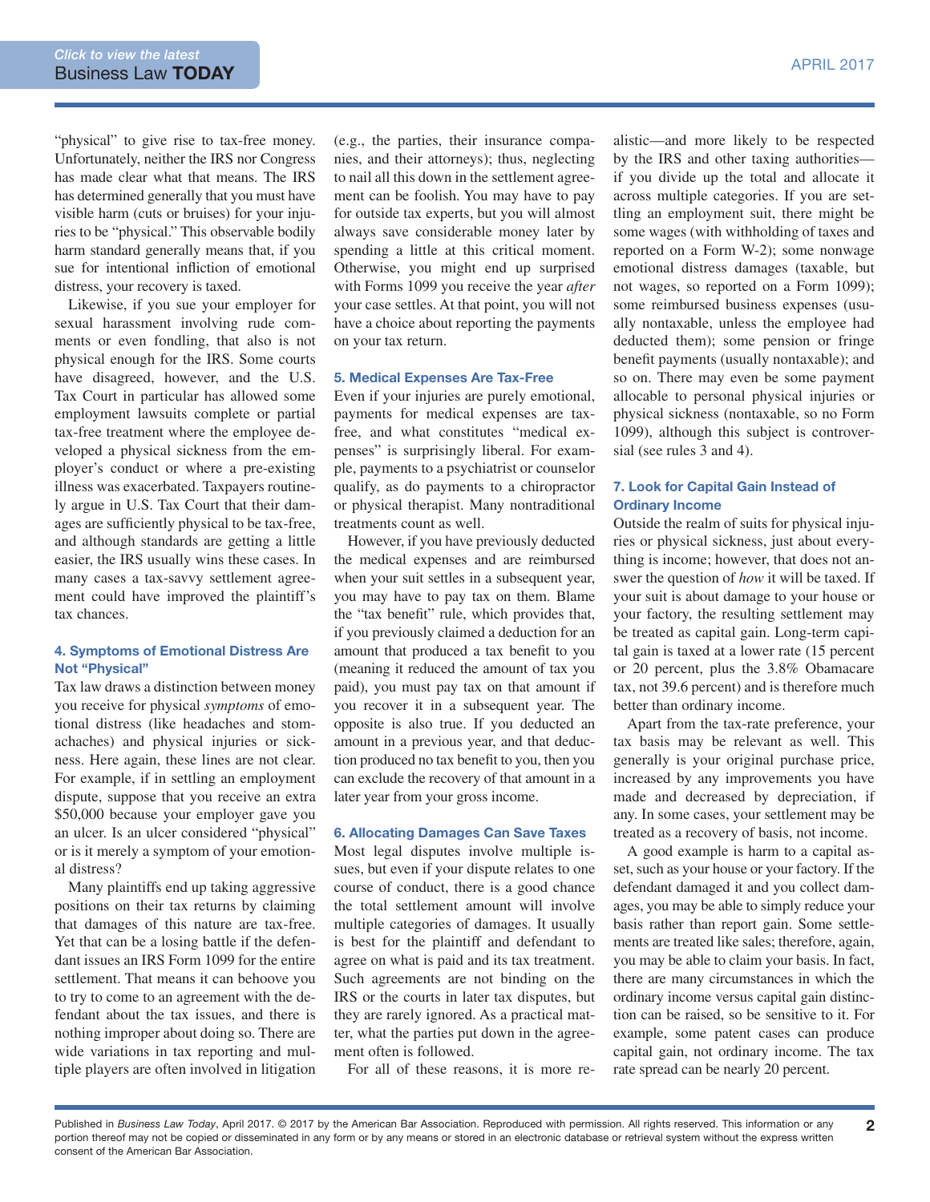"physical" to give rise to tax-free money. Unfortunately, neither the IRS nor Congress has made clear what that means. The IRS has determined generally that you must have visible harm (cuts or bruises) for your injuries to be "physical." This observable bodily harm standard generally means that, if you sue for intentional infliction of emotional distress, your recovery is taxed.

Likewise, if you sue your employer for sexual harassment involving rude comments or even fondling, that also is not physical enough for the IRS. Some courts have disagreed, however, and the U.S. Tax Court in particular has allowed some employment lawsuits complete or partial tax-free treatment where the employee developed a physical sickness from the employer's conduct or where a pre-existing illness was exacerbated. Taxpayers routinely argue in U.S. Tax Court that their damages are sufficiently physical to be tax-free, and although standards are getting a little easier, the IRS usually wins these cases. In many cases a tax-savvy settlement agreement could have improved the plaintiff's tax chances.

### 4. Symptoms of Emotional Distress Are Not "Physical"

Tax law draws a distinction between money you receive for physical *symptoms* of emotional distress (like headaches and stomachaches) and physical injuries or sickness. Here again, these lines are not clear. For example, if in settling an employment dispute, suppose that you receive an extra $50,000 because your employer gave you an ulcer. Is an ulcer considered "physical" or is it merely a symptom of your emotional distress?

Many plaintiffs end up taking aggressive positions on their tax returns by claiming that damages of this nature are tax-free. Yet that can be a losing battle if the defendant issues an IRS Form 1099 for the entire settlement. That means it can behoove you to try to come to an agreement with the defendant about the tax issues, and there is nothing improper about doing so. There are wide variations in tax reporting and multiple players are often involved in litigation (e.g., the parties, their insurance companies, and their attorneys); thus, neglecting to nail all this down in the settlement agreement can be foolish. You may have to pay for outside tax experts, but you will almost always save considerable money later by spending a little at this critical moment. Otherwise, you might end up surprised with Forms 1099 you receive the year *after* your case settles. At that point, you will not have a choice about reporting the payments on your tax return.

### 5. Medical Expenses Are Tax-Free

Even if your injuries are purely emotional, payments for medical expenses are tax-free, and what constitutes "medical expenses" is surprisingly liberal. For example, payments to a psychiatrist or counselor qualify, as do payments to a chiropractor or physical therapist. Many nontraditional treatments count as well.

However, if you have previously deducted the medical expenses and are reimbursed when your suit settles in a subsequent year, you may have to pay tax on them. Blame the "tax benefit" rule, which provides that, if you previously claimed a deduction for an amount that produced a tax benefit to you (meaning it reduced the amount of tax you paid), you must pay tax on that amount if you recover it in a subsequent year. The opposite is also true. If you deducted an amount in a previous year, and that deduction produced no tax benefit to you, then you can exclude the recovery of that amount in a later year from your gross income.

### 6. Allocating Damages Can Save Taxes

Most legal disputes involve multiple issues, but even if your dispute relates to one course of conduct, there is a good chance the total settlement amount will involve multiple categories of damages. It usually is best for the plaintiff and defendant to agree on what is paid and its tax treatment. Such agreements are not binding on the IRS or the courts in later tax disputes, but they are rarely ignored. As a practical matter, what the parties put down in the agreement often is followed.

For all of these reasons, it is more realistic—and more likely to be respected by the IRS and other taxing authorities—if you divide up the total and allocate it across multiple categories. If you are settling an employment suit, there might be some wages (with withholding of taxes and reported on a Form W-2); some nonwage emotional distress damages (taxable, but not wages, so reported on a Form 1099); some reimbursed business expenses (usually nontaxable, unless the employee had deducted them); some pension or fringe benefit payments (usually nontaxable); and so on. There may even be some payment allocable to personal physical injuries or physical sickness (nontaxable, so no Form 1099), although this subject is controversial (see rules 3 and 4).

### 7. Look for Capital Gain Instead of Ordinary Income

Outside the realm of suits for physical injuries or physical sickness, just about everything is income; however, that does not answer the question of *how* it will be taxed. If your suit is about damage to your house or your factory, the resulting settlement may be treated as capital gain. Long-term capital gain is taxed at a lower rate (15 percent or 20 percent, plus the 3.8% Obamacare tax, not 39.6 percent) and is therefore much better than ordinary income.

Apart from the tax-rate preference, your tax basis may be relevant as well. This generally is your original purchase price, increased by any improvements you have made and decreased by depreciation, if any. In some cases, your settlement may be treated as a recovery of basis, not income.

A good example is harm to a capital asset, such as your house or your factory. If the defendant damaged it and you collect damages, you may be able to simply reduce your basis rather than report gain. Some settlements are treated like sales; therefore, again, you may be able to claim your basis. In fact, there are many circumstances in which the ordinary income versus capital gain distinction can be raised, so be sensitive to it. For example, some patent cases can produce capital gain, not ordinary income. The tax rate spread can be nearly 20 percent.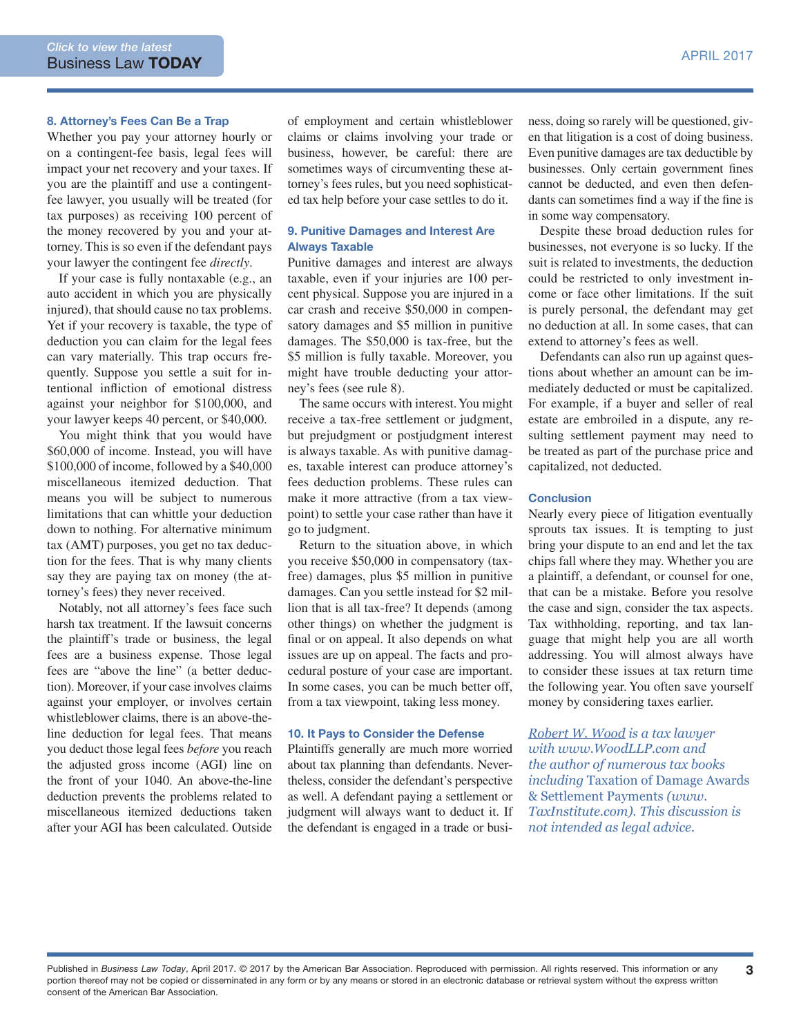### 8. Attorney's Fees Can Be a Trap

Whether you pay your attorney hourly or on a contingent-fee basis, legal fees will impact your net recovery and your taxes. If you are the plaintiff and use a contingent-fee lawyer, you usually will be treated (for tax purposes) as receiving 100 percent of the money recovered by you and your attorney. This is so even if the defendant pays your lawyer the contingent fee *directly*.

If your case is fully nontaxable (e.g., an auto accident in which you are physically injured), that should cause no tax problems. Yet if your recovery is taxable, the type of deduction you can claim for the legal fees can vary materially. This trap occurs frequently. Suppose you settle a suit for intentional infliction of emotional distress against your neighbor for $100,000, and your lawyer keeps 40 percent, or $40,000.

You might think that you would have $60,000 of income. Instead, you will have $100,000 of income, followed by a $40,000 miscellaneous itemized deduction. That means you will be subject to numerous limitations that can whittle your deduction down to nothing. For alternative minimum tax (AMT) purposes, you get no tax deduction for the fees. That is why many clients say they are paying tax on money (the attorney's fees) they never received.

Notably, not all attorney's fees face such harsh tax treatment. If the lawsuit concerns the plaintiff's trade or business, the legal fees are a business expense. Those legal fees are "above the line" (a better deduction). Moreover, if your case involves claims against your employer, or involves certain whistleblower claims, there is an above-the-line deduction for legal fees. That means you deduct those legal fees *before* you reach the adjusted gross income (AGI) line on the front of your 1040. An above-the-line deduction prevents the problems related to miscellaneous itemized deductions taken after your AGI has been calculated. Outside of employment and certain whistleblower claims or claims involving your trade or business, however, be careful: there are sometimes ways of circumventing these attorney's fees rules, but you need sophisticated tax help before your case settles to do it.

### 9. Punitive Damages and Interest Are Always Taxable

Punitive damages and interest are always taxable, even if your injuries are 100 percent physical. Suppose you are injured in a car crash and receive $50,000 in compensatory damages and $5 million in punitive damages. The $50,000 is tax-free, but the $5 million is fully taxable. Moreover, you might have trouble deducting your attorney's fees (see rule 8).

The same occurs with interest. You might receive a tax-free settlement or judgment, but prejudgment or postjudgment interest is always taxable. As with punitive damages, taxable interest can produce attorney's fees deduction problems. These rules can make it more attractive (from a tax viewpoint) to settle your case rather than have it go to judgment.

Return to the situation above, in which you receive $50,000 in compensatory (tax-free) damages, plus $5 million in punitive damages. Can you settle instead for $2 million that is all tax-free? It depends (among other things) on whether the judgment is final or on appeal. It also depends on what issues are up on appeal. The facts and procedural posture of your case are important. In some cases, you can be much better off, from a tax viewpoint, taking less money.

### 10. It Pays to Consider the Defense

Plaintiffs generally are much more worried about tax planning than defendants. Nevertheless, consider the defendant's perspective as well. A defendant paying a settlement or judgment will always want to deduct it. If the defendant is engaged in a trade or business, doing so rarely will be questioned, given that litigation is a cost of doing business. Even punitive damages are tax deductible by businesses. Only certain government fines cannot be deducted, and even then defendants can sometimes find a way if the fine is in some way compensatory.

Despite these broad deduction rules for businesses, not everyone is so lucky. If the suit is related to investments, the deduction could be restricted to only investment income or face other limitations. If the suit is purely personal, the defendant may get no deduction at all. In some cases, that can extend to attorney's fees as well.

Defendants can also run up against questions about whether an amount can be immediately deducted or must be capitalized. For example, if a buyer and seller of real estate are embroiled in a dispute, any resulting settlement payment may need to be treated as part of the purchase price and capitalized, not deducted.

### Conclusion

Nearly every piece of litigation eventually sprouts tax issues. It is tempting to just bring your dispute to an end and let the tax chips fall where they may. Whether you are a plaintiff, a defendant, or counsel for one, that can be a mistake. Before you resolve the case and sign, consider the tax aspects. Tax withholding, reporting, and tax language that might help you are all worth addressing. You will almost always have to consider these issues at tax return time the following year. You often save yourself money by considering taxes earlier.

*Robert W. Wood is a tax lawyer with www.WoodLLP.com and the author of numerous tax books including* Taxation of Damage Awards & Settlement Payments *(www.TaxInstitute.com). This discussion is not intended as legal advice.*

Published in *Business Law Today*, April 2017. © 2017 by the American Bar Association. Reproduced with permission. All rights reserved. This information or any portion thereof may not be copied or disseminated in any form or by any means or stored in an electronic database or retrieval system without the express written consent of the American Bar Association.